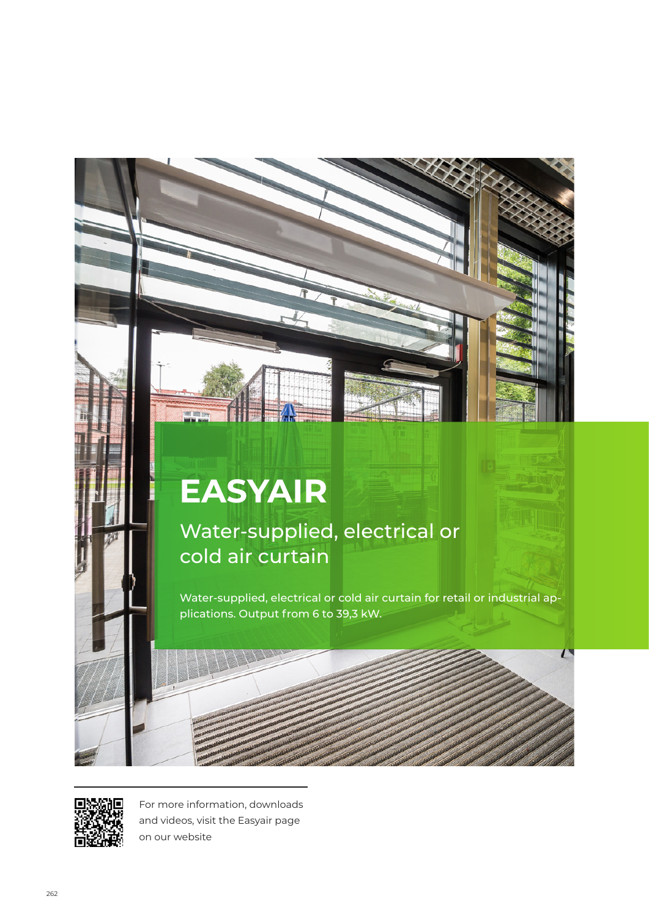# EASYAIR

## Water-supplied, electrical or cold air curtain

Water-supplied, electrical or cold air curtain for retail or industrial applications. Output from 6 to 39,3 kW.

For more information, downloads and videos, visit the Easyair page on our website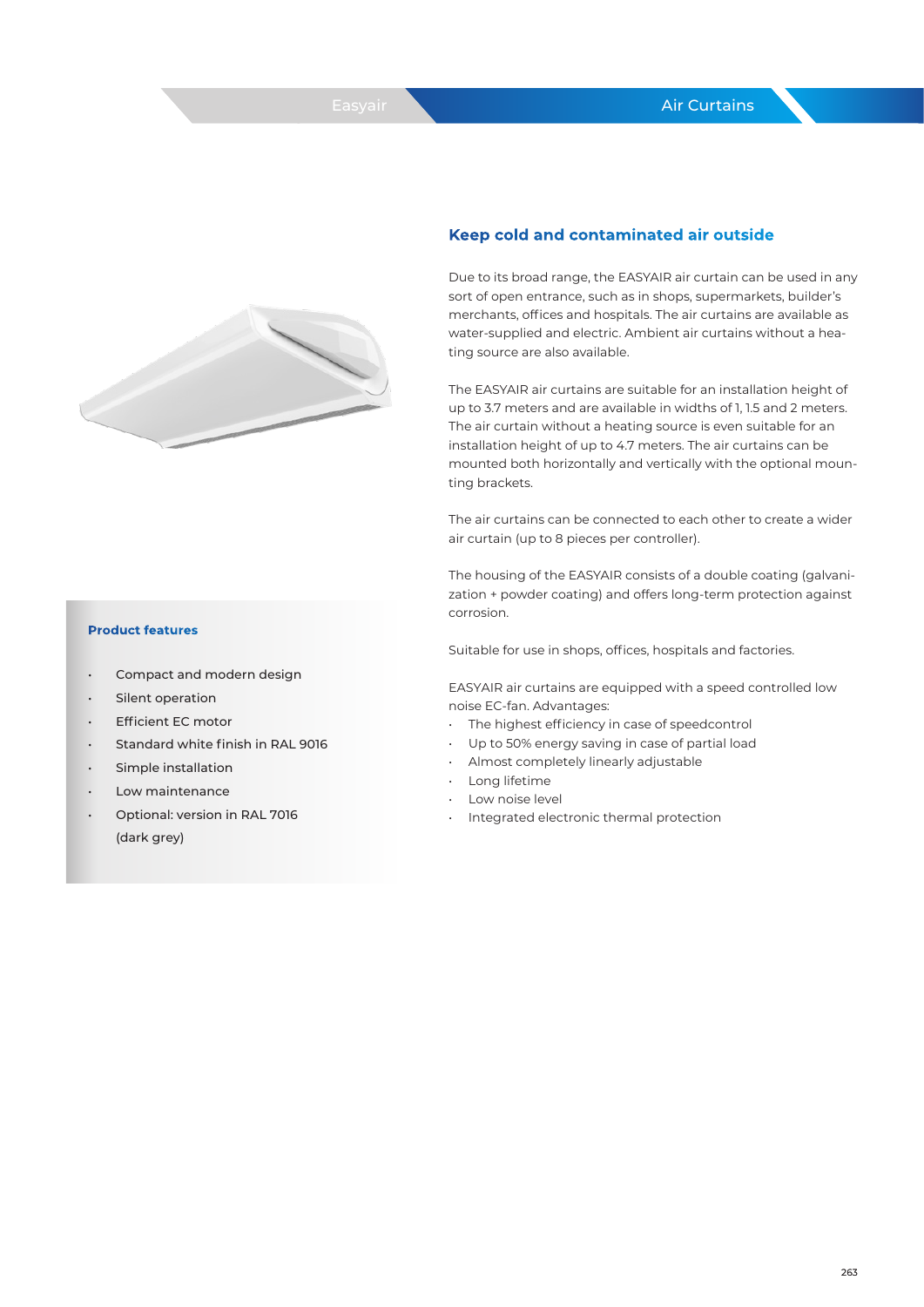## Product features

- Compact and modern design
- Silent operation
- Efficient EC motor
- Standard white finish in RAL 9016
- Simple installation
- Low maintenance
- Optional: version in RAL 7016 (dark grey)

## Keep cold and contaminated air outside

Due to its broad range, the EASYAIR air curtain can be used in any sort of open entrance, such as in shops, supermarkets, builder's merchants, offices and hospitals. The air curtains are available as water-supplied and electric. Ambient air curtains without a heating source are also available.

The EASYAIR air curtains are suitable for an installation height of up to 3.7 meters and are available in widths of 1, 1.5 and 2 meters. The air curtain without a heating source is even suitable for an installation height of up to 4.7 meters. The air curtains can be mounted both horizontally and vertically with the optional mounting brackets.

The air curtains can be connected to each other to create a wider air curtain (up to 8 pieces per controller).

The housing of the EASYAIR consists of a double coating (galvanization + powder coating) and offers long-term protection against corrosion.

Suitable for use in shops, offices, hospitals and factories.

EASYAIR air curtains are equipped with a speed controlled low noise EC-fan. Advantages:

- The highest efficiency in case of speedcontrol
- Up to 50% energy saving in case of partial load
- Almost completely linearly adjustable
- Long lifetime
- Low noise level
- Integrated electronic thermal protection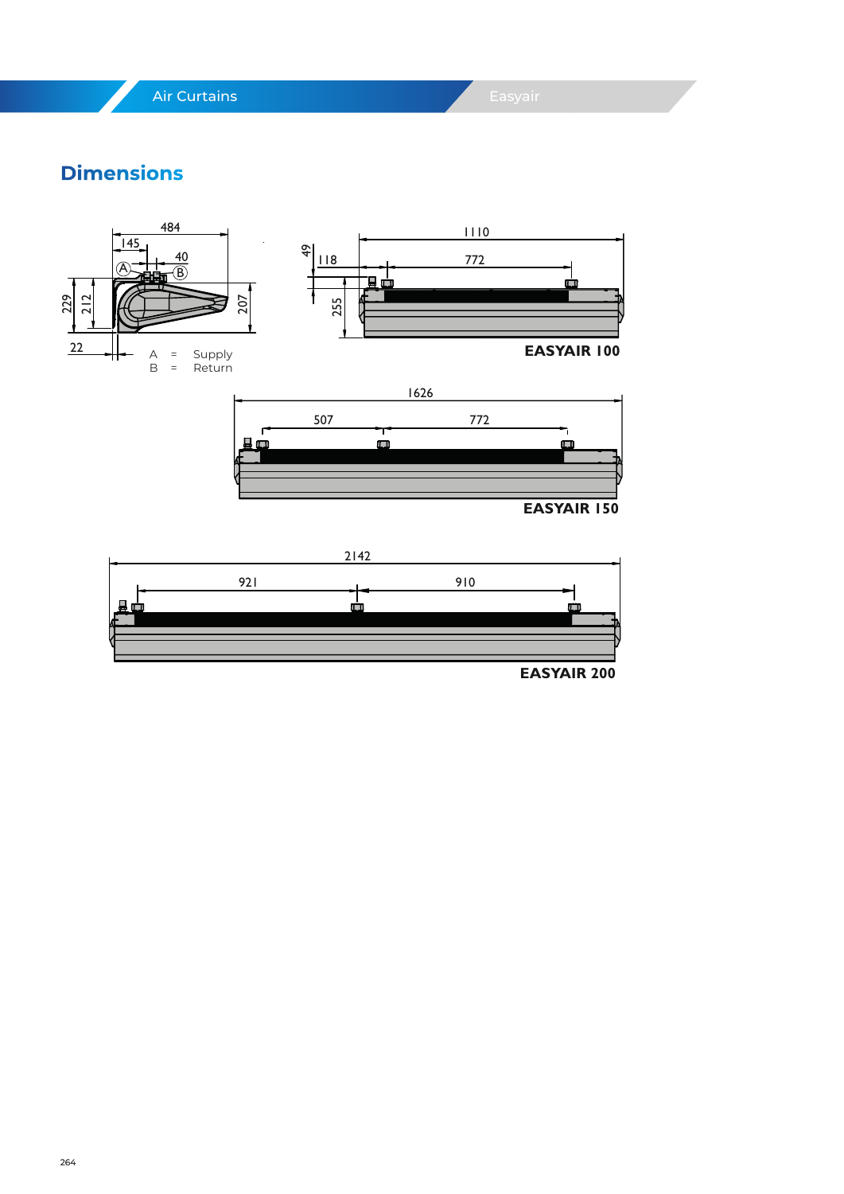## Dimensions

484

145

40

A

B

229

212

207

22

A = Supply

B = Return

1110

49

118

772

255

**EASYAIR 100**

1626

507

772

**EASYAIR 150**

2142

921

910

**EASYAIR 200**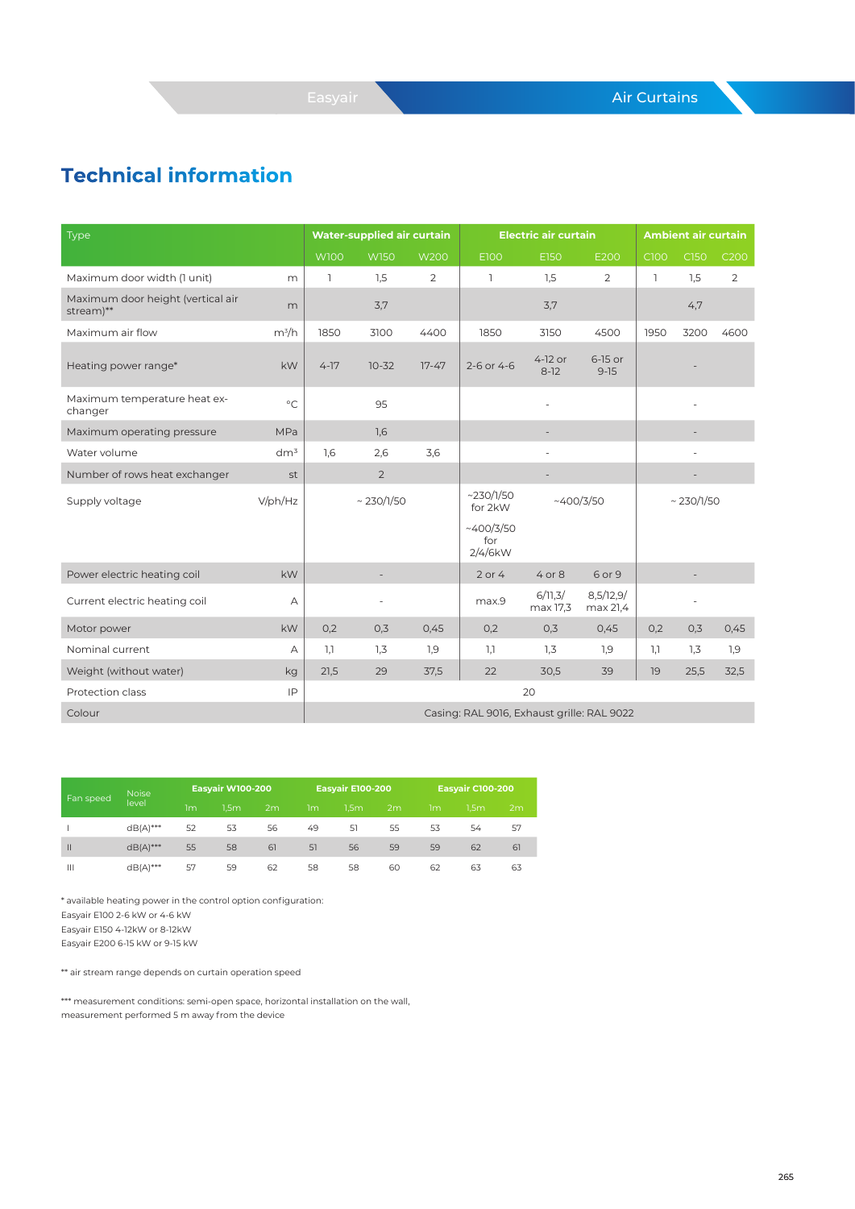# Technical information

| Type | | Water-supplied air curtain | | | Electric air curtain | | | Ambient air curtain | | |
|---|---|---|---|---|---|---|---|---|---|---|
| | | W100 | W150 | W200 | E100 | E150 | E200 | C100 | C150 | C200 |
| Maximum door width (1 unit) | m | 1 | 1,5 | 2 | 1 | 1,5 | 2 | 1 | 1,5 | 2 |
| Maximum door height (vertical air stream)** | m | | 3,7 | | | 3,7 | | | 4,7 | |
| Maximum air flow | m³/h | 1850 | 3100 | 4400 | 1850 | 3150 | 4500 | 1950 | 3200 | 4600 |
| Heating power range* | kW | 4-17 | 10-32 | 17-47 | 2-6 or 4-6 | 4-12 or 8-12 | 6-15 or 9-15 | | - | |
| Maximum temperature heat ex-changer | °C | | 95 | | | - | | | - | |
| Maximum operating pressure | MPa | | 1,6 | | | - | | | - | |
| Water volume | dm³ | 1,6 | 2,6 | 3,6 | | - | | | - | |
| Number of rows heat exchanger | st | | 2 | | | - | | | - | |
| Supply voltage | V/ph/Hz | | ~ 230/1/50 | | ~230/1/50 for 2kW ~400/3/50 for 2/4/6kW | ~400/3/50 | | | ~ 230/1/50 | |
| Power electric heating coil | kW | | - | | 2 or 4 | 4 or 8 | 6 or 9 | | - | |
| Current electric heating coil | A | | - | | max.9 | 6/11,3/ max 17,3 | 8,5/12,9/ max 21,4 | | - | |
| Motor power | kW | 0,2 | 0,3 | 0,45 | 0,2 | 0,3 | 0,45 | 0,2 | 0,3 | 0,45 |
| Nominal current | A | 1,1 | 1,3 | 1,9 | 1,1 | 1,3 | 1,9 | 1,1 | 1,3 | 1,9 |
| Weight (without water) | kg | 21,5 | 29 | 37,5 | 22 | 30,5 | 39 | 19 | 25,5 | 32,5 |
| Protection class | IP | | | | | 20 | | | | |
| Colour | | | | | | Casing: RAL 9016, Exhaust grille: RAL 9022 | | | | |

| Fan speed | Noise level | Easyair W100-200 | | | Easyair E100-200 | | | Easyair C100-200 | | |
|---|---|---|---|---|---|---|---|---|---|---|
| | | 1m | 1,5m | 2m | 1m | 1,5m | 2m | 1m | 1,5m | 2m |
| I | dB(A)*** | 52 | 53 | 56 | 49 | 51 | 55 | 53 | 54 | 57 |
| II | dB(A)*** | 55 | 58 | 61 | 51 | 56 | 59 | 59 | 62 | 61 |
| III | dB(A)*** | 57 | 59 | 62 | 58 | 58 | 60 | 62 | 63 | 63 |

* available heating power in the control option configuration:
Easyair E100 2-6 kW or 4-6 kW
Easyair E150 4-12kW or 8-12kW
Easyair E200 6-15 kW or 9-15 kW

** air stream range depends on curtain operation speed

*** measurement conditions: semi-open space, horizontal installation on the wall, measurement performed 5 m away from the device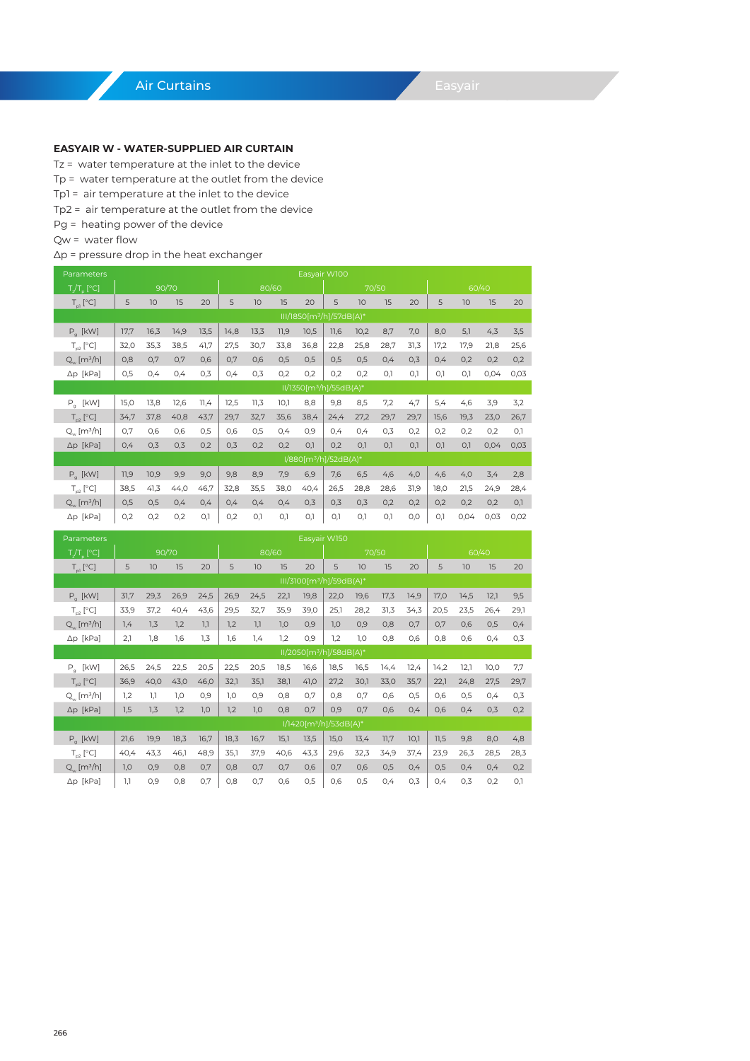### EASYAIR W - WATER-SUPPLIED AIR CURTAIN

Tz = water temperature at the inlet to the device

Tp = water temperature at the outlet from the device

Tp1 = air temperature at the inlet to the device

Tp2 = air temperature at the outlet from the device

Pg = heating power of the device

Qw = water flow

Δp = pressure drop in the heat exchanger

| Parameters | Easyair W100 | | | | | | | | | | | | | | | |
|---|---|---|---|---|---|---|---|---|---|---|---|---|---|---|---|---|
| $T_z/T_p$ [°C] | 90/70 | | | | 80/60 | | | | 70/50 | | | | 60/40 | | | |
| $T_{p1}$ [°C] | 5 | 10 | 15 | 20 | 5 | 10 | 15 | 20 | 5 | 10 | 15 | 20 | 5 | 10 | 15 | 20 |
| III/1850[m³/h]/57dB(A)* | | | | | | | | | | | | | | | | |
| $P_g$ [kW] | 17,7 | 16,3 | 14,9 | 13,5 | 14,8 | 13,3 | 11,9 | 10,5 | 11,6 | 10,2 | 8,7 | 7,0 | 8,0 | 5,1 | 4,3 | 3,5 |
| $T_{p2}$ [°C] | 32,0 | 35,3 | 38,5 | 41,7 | 27,5 | 30,7 | 33,8 | 36,8 | 22,8 | 25,8 | 28,7 | 31,3 | 17,2 | 17,9 | 21,8 | 25,6 |
| $Q_w$ [m³/h] | 0,8 | 0,7 | 0,7 | 0,6 | 0,7 | 0,6 | 0,5 | 0,5 | 0,5 | 0,5 | 0,4 | 0,3 | 0,4 | 0,2 | 0,2 | 0,2 |
| Δp [kPa] | 0,5 | 0,4 | 0,4 | 0,3 | 0,4 | 0,3 | 0,2 | 0,2 | 0,2 | 0,2 | 0,1 | 0,1 | 0,1 | 0,1 | 0,04 | 0,03 |
| II/1350[m³/h]/55dB(A)* | | | | | | | | | | | | | | | | |
| $P_g$ [kW] | 15,0 | 13,8 | 12,6 | 11,4 | 12,5 | 11,3 | 10,1 | 8,8 | 9,8 | 8,5 | 7,2 | 4,7 | 5,4 | 4,6 | 3,9 | 3,2 |
| $T_{p2}$ [°C] | 34,7 | 37,8 | 40,8 | 43,7 | 29,7 | 32,7 | 35,6 | 38,4 | 24,4 | 27,2 | 29,7 | 29,7 | 15,6 | 19,3 | 23,0 | 26,7 |
| $Q_w$ [m³/h] | 0,7 | 0,6 | 0,6 | 0,5 | 0,6 | 0,5 | 0,4 | 0,9 | 0,4 | 0,4 | 0,3 | 0,2 | 0,2 | 0,2 | 0,2 | 0,1 |
| Δp [kPa] | 0,4 | 0,3 | 0,3 | 0,2 | 0,3 | 0,2 | 0,2 | 0,1 | 0,2 | 0,1 | 0,1 | 0,1 | 0,1 | 0,1 | 0,04 | 0,03 |
| I/880[m³/h]/52dB(A)* | | | | | | | | | | | | | | | | |
| $P_g$ [kW] | 11,9 | 10,9 | 9,9 | 9,0 | 9,8 | 8,9 | 7,9 | 6,9 | 7,6 | 6,5 | 4,6 | 4,0 | 4,6 | 4,0 | 3,4 | 2,8 |
| $T_{p2}$ [°C] | 38,5 | 41,3 | 44,0 | 46,7 | 32,8 | 35,5 | 38,0 | 40,4 | 26,5 | 28,8 | 28,6 | 31,9 | 18,0 | 21,5 | 24,9 | 28,4 |
| $Q_w$ [m³/h] | 0,5 | 0,5 | 0,4 | 0,4 | 0,4 | 0,4 | 0,4 | 0,3 | 0,3 | 0,3 | 0,2 | 0,2 | 0,2 | 0,2 | 0,2 | 0,1 |
| Δp [kPa] | 0,2 | 0,2 | 0,2 | 0,1 | 0,2 | 0,1 | 0,1 | 0,1 | 0,1 | 0,1 | 0,1 | 0,0 | 0,1 | 0,04 | 0,03 | 0,02 |

| Parameters | Easyair W150 | | | | | | | | | | | | | | | |
|---|---|---|---|---|---|---|---|---|---|---|---|---|---|---|---|---|
| $T_z/T_p$ [°C] | 90/70 | | | | 80/60 | | | | 70/50 | | | | 60/40 | | | |
| $T_{p1}$ [°C] | 5 | 10 | 15 | 20 | 5 | 10 | 15 | 20 | 5 | 10 | 15 | 20 | 5 | 10 | 15 | 20 |
| III/3100[m³/h]/59dB(A)* | | | | | | | | | | | | | | | | |
| $P_g$ [kW] | 31,7 | 29,3 | 26,9 | 24,5 | 26,9 | 24,5 | 22,1 | 19,8 | 22,0 | 19,6 | 17,3 | 14,9 | 17,0 | 14,5 | 12,1 | 9,5 |
| $T_{p2}$ [°C] | 33,9 | 37,2 | 40,4 | 43,6 | 29,5 | 32,7 | 35,9 | 39,0 | 25,1 | 28,2 | 31,3 | 34,3 | 20,5 | 23,5 | 26,4 | 29,1 |
| $Q_w$ [m³/h] | 1,4 | 1,3 | 1,2 | 1,1 | 1,2 | 1,1 | 1,0 | 0,9 | 1,0 | 0,9 | 0,8 | 0,7 | 0,7 | 0,6 | 0,5 | 0,4 |
| Δp [kPa] | 2,1 | 1,8 | 1,6 | 1,3 | 1,6 | 1,4 | 1,2 | 0,9 | 1,2 | 1,0 | 0,8 | 0,6 | 0,8 | 0,6 | 0,4 | 0,3 |
| II/2050[m³/h]/58dB(A)* | | | | | | | | | | | | | | | | |
| $P_g$ [kW] | 26,5 | 24,5 | 22,5 | 20,5 | 22,5 | 20,5 | 18,5 | 16,6 | 18,5 | 16,5 | 14,4 | 12,4 | 14,2 | 12,1 | 10,0 | 7,7 |
| $T_{p2}$ [°C] | 36,9 | 40,0 | 43,0 | 46,0 | 32,1 | 35,1 | 38,1 | 41,0 | 27,2 | 30,1 | 33,0 | 35,7 | 22,1 | 24,8 | 27,5 | 29,7 |
| $Q_w$ [m³/h] | 1,2 | 1,1 | 1,0 | 0,9 | 1,0 | 0,9 | 0,8 | 0,7 | 0,8 | 0,7 | 0,6 | 0,5 | 0,6 | 0,5 | 0,4 | 0,3 |
| Δp [kPa] | 1,5 | 1,3 | 1,2 | 1,0 | 1,2 | 1,0 | 0,8 | 0,7 | 0,9 | 0,7 | 0,6 | 0,4 | 0,6 | 0,4 | 0,3 | 0,2 |
| I/1420[m³/h]/53dB(A)* | | | | | | | | | | | | | | | | |
| $P_g$ [kW] | 21,6 | 19,9 | 18,3 | 16,7 | 18,3 | 16,7 | 15,1 | 13,5 | 15,0 | 13,4 | 11,7 | 10,1 | 11,5 | 9,8 | 8,0 | 4,8 |
| $T_{p2}$ [°C] | 40,4 | 43,3 | 46,1 | 48,9 | 35,1 | 37,9 | 40,6 | 43,3 | 29,6 | 32,3 | 34,9 | 37,4 | 23,9 | 26,3 | 28,5 | 28,3 |
| $Q_w$ [m³/h] | 1,0 | 0,9 | 0,8 | 0,7 | 0,8 | 0,7 | 0,7 | 0,6 | 0,7 | 0,6 | 0,5 | 0,4 | 0,5 | 0,4 | 0,4 | 0,2 |
| Δp [kPa] | 1,1 | 0,9 | 0,8 | 0,7 | 0,8 | 0,7 | 0,6 | 0,5 | 0,6 | 0,5 | 0,4 | 0,3 | 0,4 | 0,3 | 0,2 | 0,1 |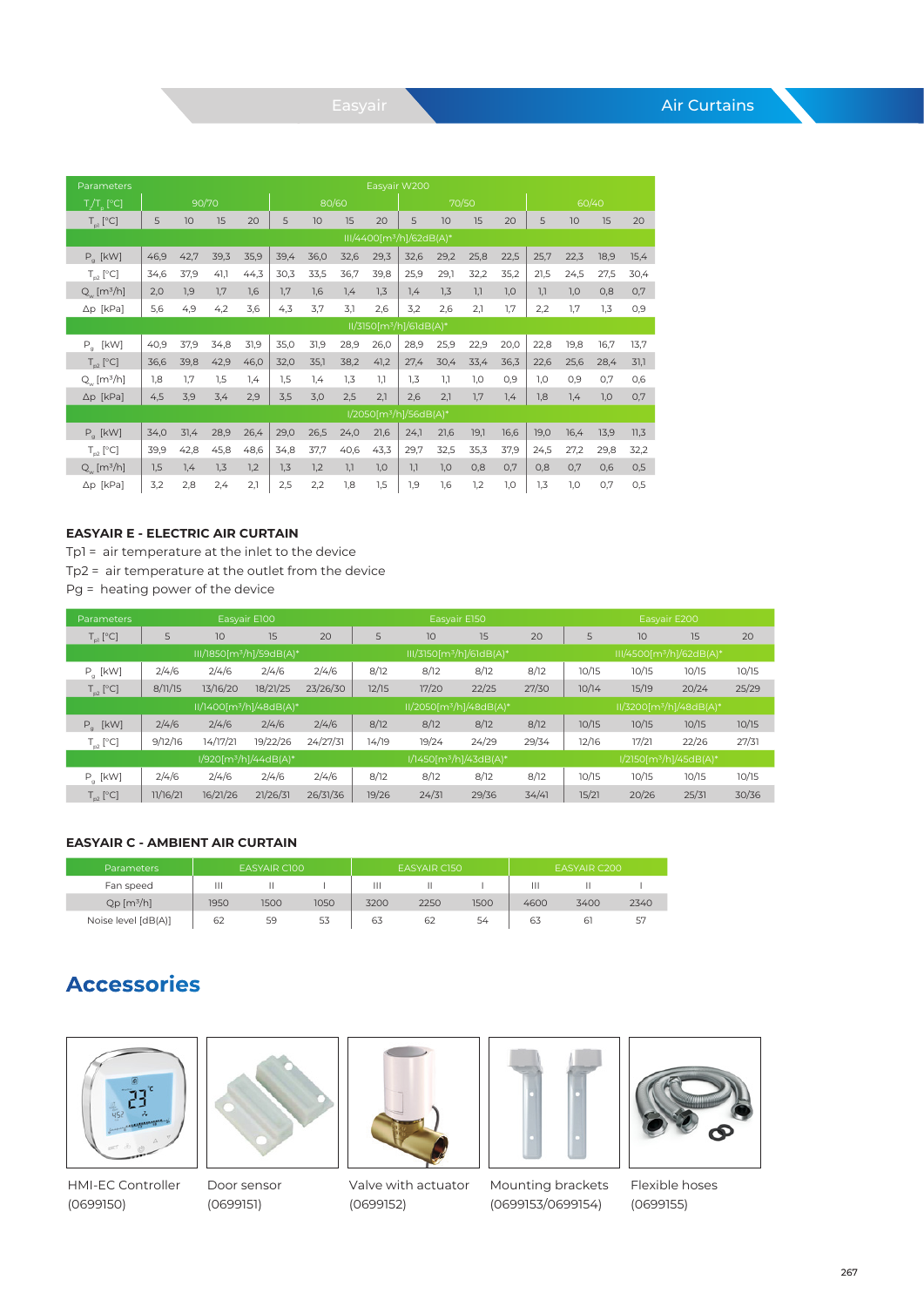| Parameters | Easyair W200 | | | | | | | | | | | | | | | |
|---|---|---|---|---|---|---|---|---|---|---|---|---|---|---|---|---|
| $T_z/T_p$ [°C] | 90/70 | | | | 80/60 | | | | 70/50 | | | | 60/40 | | | |
| $T_{p1}$ [°C] | 5 | 10 | 15 | 20 | 5 | 10 | 15 | 20 | 5 | 10 | 15 | 20 | 5 | 10 | 15 | 20 |
| III/4400[m³/h]/62dB(A)* | | | | | | | | | | | | | | | | |
| $P_g$ [kW] | 46,9 | 42,7 | 39,3 | 35,9 | 39,4 | 36,0 | 32,6 | 29,3 | 32,6 | 29,2 | 25,8 | 22,5 | 25,7 | 22,3 | 18,9 | 15,4 |
| $T_{p2}$ [°C] | 34,6 | 37,9 | 41,1 | 44,3 | 30,3 | 33,5 | 36,7 | 39,8 | 25,9 | 29,1 | 32,2 | 35,2 | 21,5 | 24,5 | 27,5 | 30,4 |
| $Q_w$ [m³/h] | 2,0 | 1,9 | 1,7 | 1,6 | 1,7 | 1,6 | 1,4 | 1,3 | 1,4 | 1,3 | 1,1 | 1,0 | 1,1 | 1,0 | 0,8 | 0,7 |
| Δp [kPa] | 5,6 | 4,9 | 4,2 | 3,6 | 4,3 | 3,7 | 3,1 | 2,6 | 3,2 | 2,6 | 2,1 | 1,7 | 2,2 | 1,7 | 1,3 | 0,9 |
| II/3150[m³/h]/61dB(A)* | | | | | | | | | | | | | | | | |
| $P_g$ [kW] | 40,9 | 37,9 | 34,8 | 31,9 | 35,0 | 31,9 | 28,9 | 26,0 | 28,9 | 25,9 | 22,9 | 20,0 | 22,8 | 19,8 | 16,7 | 13,7 |
| $T_{p2}$ [°C] | 36,6 | 39,8 | 42,9 | 46,0 | 32,0 | 35,1 | 38,2 | 41,2 | 27,4 | 30,4 | 33,4 | 36,3 | 22,6 | 25,6 | 28,4 | 31,1 |
| $Q_w$ [m³/h] | 1,8 | 1,7 | 1,5 | 1,4 | 1,5 | 1,4 | 1,3 | 1,1 | 1,3 | 1,1 | 1,0 | 0,9 | 1,0 | 0,9 | 0,7 | 0,6 |
| Δp [kPa] | 4,5 | 3,9 | 3,4 | 2,9 | 3,5 | 3,0 | 2,5 | 2,1 | 2,6 | 2,1 | 1,7 | 1,4 | 1,8 | 1,4 | 1,0 | 0,7 |
| I/2050[m³/h]/56dB(A)* | | | | | | | | | | | | | | | | |
| $P_g$ [kW] | 34,0 | 31,4 | 28,9 | 26,4 | 29,0 | 26,5 | 24,0 | 21,6 | 24,1 | 21,6 | 19,1 | 16,6 | 19,0 | 16,4 | 13,9 | 11,3 |
| $T_{p2}$ [°C] | 39,9 | 42,8 | 45,8 | 48,6 | 34,8 | 37,7 | 40,6 | 43,3 | 29,7 | 32,5 | 35,3 | 37,9 | 24,5 | 27,2 | 29,8 | 32,2 |
| $Q_w$ [m³/h] | 1,5 | 1,4 | 1,3 | 1,2 | 1,3 | 1,2 | 1,1 | 1,0 | 1,1 | 1,0 | 0,8 | 0,7 | 0,8 | 0,7 | 0,6 | 0,5 |
| Δp [kPa] | 3,2 | 2,8 | 2,4 | 2,1 | 2,5 | 2,2 | 1,8 | 1,5 | 1,9 | 1,6 | 1,2 | 1,0 | 1,3 | 1,0 | 0,7 | 0,5 |

**EASYAIR E - ELECTRIC AIR CURTAIN**

Tp1 = air temperature at the inlet to the device
Tp2 = air temperature at the outlet from the device
Pg = heating power of the device

| Parameters | Easyair E100 | | | | Easyair E150 | | | | Easyair E200 | | | |
|---|---|---|---|---|---|---|---|---|---|---|---|---|
| $T_{p1}$ [°C] | 5 | 10 | 15 | 20 | 5 | 10 | 15 | 20 | 5 | 10 | 15 | 20 |
| | III/1850[m³/h]/59dB(A)* | | | | III/3150[m³/h]/61dB(A)* | | | | III/4500[m³/h]/62dB(A)* | | | |
| $P_g$ [kW] | 2/4/6 | 2/4/6 | 2/4/6 | 2/4/6 | 8/12 | 8/12 | 8/12 | 8/12 | 10/15 | 10/15 | 10/15 | 10/15 |
| $T_{p2}$ [°C] | 8/11/15 | 13/16/20 | 18/21/25 | 23/26/30 | 12/15 | 17/20 | 22/25 | 27/30 | 10/14 | 15/19 | 20/24 | 25/29 |
| | II/1400[m³/h]/48dB(A)* | | | | II/2050[m³/h]/48dB(A)* | | | | II/3200[m³/h]/48dB(A)* | | | |
| $P_g$ [kW] | 2/4/6 | 2/4/6 | 2/4/6 | 2/4/6 | 8/12 | 8/12 | 8/12 | 8/12 | 10/15 | 10/15 | 10/15 | 10/15 |
| $T_{p2}$ [°C] | 9/12/16 | 14/17/21 | 19/22/26 | 24/27/31 | 14/19 | 19/24 | 24/29 | 29/34 | 12/16 | 17/21 | 22/26 | 27/31 |
| | I/920[m³/h]/44dB(A)* | | | | I/1450[m³/h]/43dB(A)* | | | | I/2150[m³/h]/45dB(A)* | | | |
| $P_g$ [kW] | 2/4/6 | 2/4/6 | 2/4/6 | 2/4/6 | 8/12 | 8/12 | 8/12 | 8/12 | 10/15 | 10/15 | 10/15 | 10/15 |
| $T_{p2}$ [°C] | 11/16/21 | 16/21/26 | 21/26/31 | 26/31/36 | 19/26 | 24/31 | 29/36 | 34/41 | 15/21 | 20/26 | 25/31 | 30/36 |

**EASYAIR C - AMBIENT AIR CURTAIN**

| Parameters | EASYAIR C100 | | | EASYAIR C150 | | | EASYAIR C200 | | |
|---|---|---|---|---|---|---|---|---|---|
| Fan speed | III | II | I | III | II | I | III | II | I |
| Qp [m³/h] | 1950 | 1500 | 1050 | 3200 | 2250 | 1500 | 4600 | 3400 | 2340 |
| Noise level [dB(A)] | 62 | 59 | 53 | 63 | 62 | 54 | 63 | 61 | 57 |

## Accessories

HMI-EC Controller (0699150)

Door sensor (0699151)

Valve with actuator (0699152)

Mounting brackets (0699153/0699154)

Flexible hoses (0699155)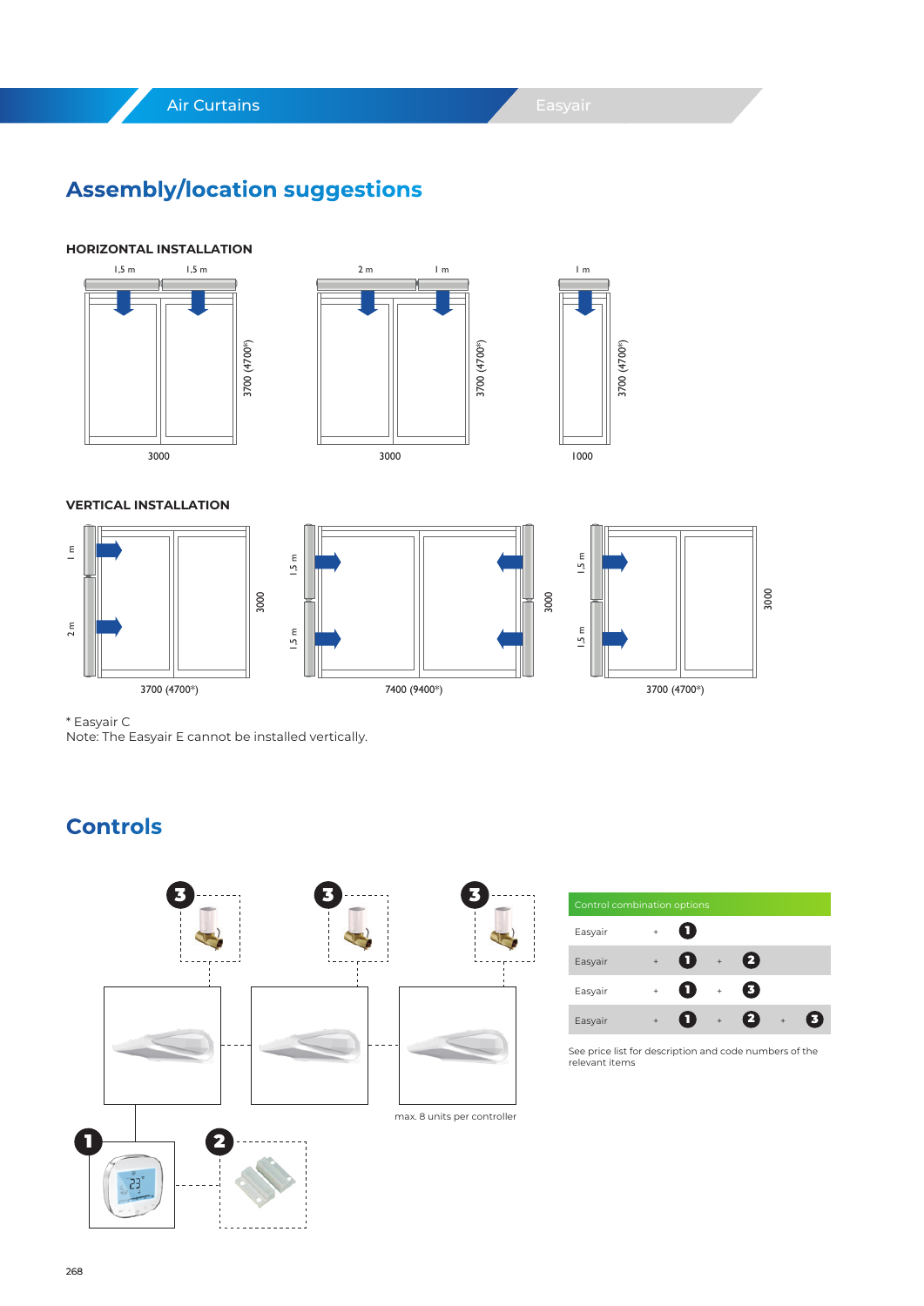## Assembly/location suggestions

### HORIZONTAL INSTALLATION

1,5 m 1,5 m
3700 (4700*)
3000

2 m 1 m
3700 (4700*)
3000

1 m
3700 (4700*)
1000

### VERTICAL INSTALLATION

1 m
2 m
3000
3700 (4700*)

1,5 m
1,5 m
3000
7400 (9400*)

1,5 m
1,5 m
3000
3700 (4700*)

\* Easyair C
Note: The Easyair E cannot be installed vertically.

## Controls

3 3 3

max. 8 units per controller

1 2

| Control combination options | | | | | | |
|---|---|---|---|---|---|---|
| Easyair | + | 1 | | | | |
| Easyair | + | 1 | + | 2 | | |
| Easyair | + | 1 | + | 3 | | |
| Easyair | + | 1 | + | 2 | + | 3 |

See price list for description and code numbers of the relevant items